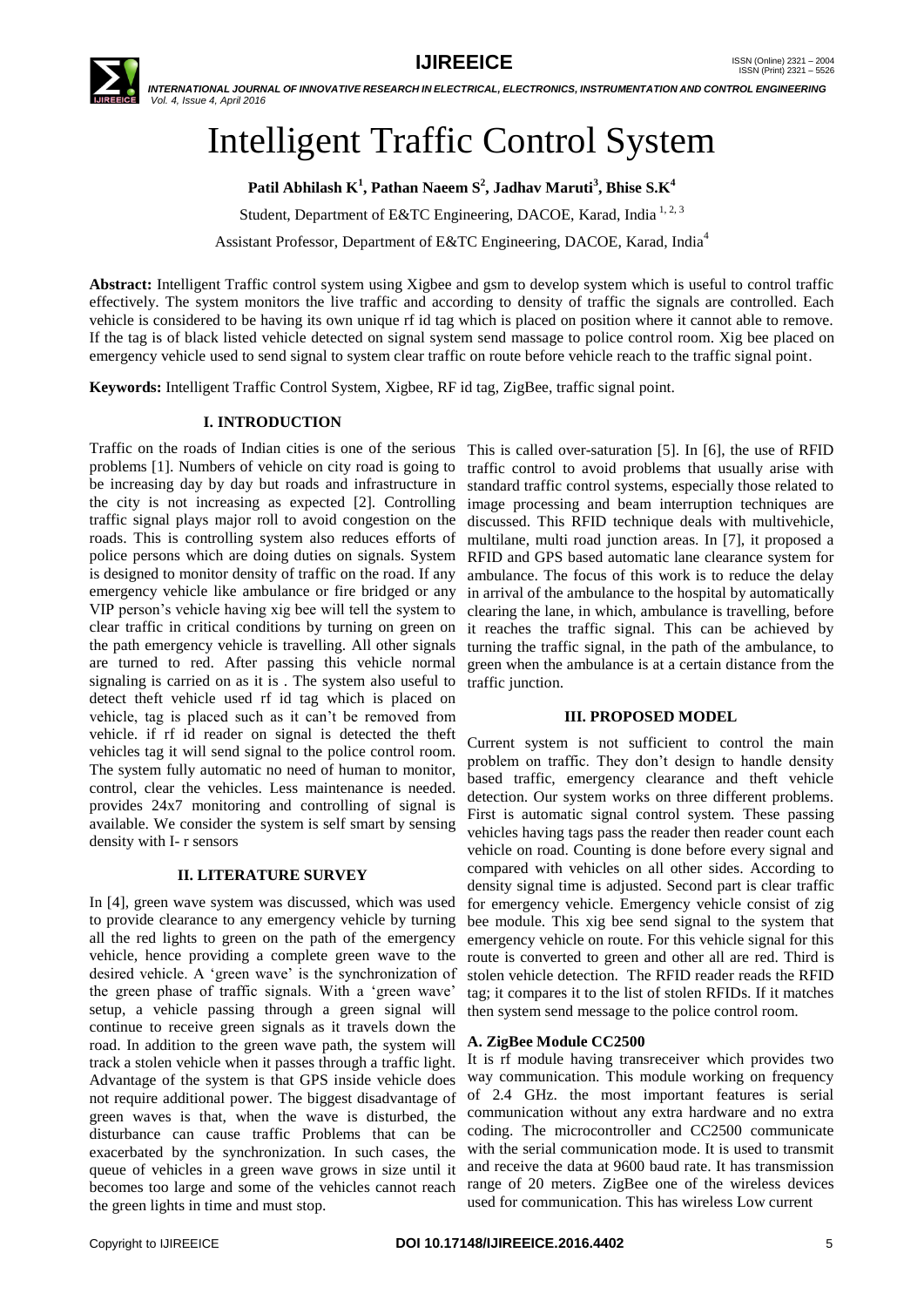# Intelligent Traffic Control System

**Patil Abhilash K[1], Pathan Naeem S[2], Jadhav Maruti[3], Bhise S.K[4]**

Student, Department of E&TC Engineering, DACOE, Karad, India [1, 2, 3]

Assistant Professor, Department of E&TC Engineering, DACOE, Karad, India[4]

**Abstract:** Intelligent Traffic control system using Xigbee and gsm to develop system which is useful to control traffic effectively. The system monitors the live traffic and according to density of traffic the signals are controlled. Each vehicle is considered to be having its own unique rf id tag which is placed on position where it cannot able to remove. If the tag is of black listed vehicle detected on signal system send massage to police control room. Xig bee placed on emergency vehicle used to send signal to system clear traffic on route before vehicle reach to the traffic signal point.

**Keywords:** Intelligent Traffic Control System, Xigbee, RF id tag, ZigBee, traffic signal point.

## I. INTRODUCTION

Traffic on the roads of Indian cities is one of the serious problems [1]. Numbers of vehicle on city road is going to be increasing day by day but roads and infrastructure in the city is not increasing as expected [2]. Controlling traffic signal plays major roll to avoid congestion on the roads. This is controlling system also reduces efforts of police persons which are doing duties on signals. System is designed to monitor density of traffic on the road. If any emergency vehicle like ambulance or fire bridged or any VIP person's vehicle having xig bee will tell the system to clear traffic in critical conditions by turning on green on the path emergency vehicle is travelling. All other signals are turned to red. After passing this vehicle normal signaling is carried on as it is . The system also useful to detect theft vehicle used rf id tag which is placed on vehicle, tag is placed such as it can't be removed from vehicle. if rf id reader on signal is detected the theft vehicles tag it will send signal to the police control room. The system fully automatic no need of human to monitor, control, clear the vehicles. Less maintenance is needed. provides 24x7 monitoring and controlling of signal is available. We consider the system is self smart by sensing density with I- r sensors

## II. LITERATURE SURVEY

In [4], green wave system was discussed, which was used to provide clearance to any emergency vehicle by turning all the red lights to green on the path of the emergency vehicle, hence providing a complete green wave to the desired vehicle. A 'green wave' is the synchronization of the green phase of traffic signals. With a 'green wave' setup, a vehicle passing through a green signal will continue to receive green signals as it travels down the road. In addition to the green wave path, the system will track a stolen vehicle when it passes through a traffic light. Advantage of the system is that GPS inside vehicle does not require additional power. The biggest disadvantage of green waves is that, when the wave is disturbed, the disturbance can cause traffic Problems that can be exacerbated by the synchronization. In such cases, the queue of vehicles in a green wave grows in size until it becomes too large and some of the vehicles cannot reach the green lights in time and must stop.

This is called over-saturation [5]. In [6], the use of RFID traffic control to avoid problems that usually arise with standard traffic control systems, especially those related to image processing and beam interruption techniques are discussed. This RFID technique deals with multivehicle, multilane, multi road junction areas. In [7], it proposed a RFID and GPS based automatic lane clearance system for ambulance. The focus of this work is to reduce the delay in arrival of the ambulance to the hospital by automatically clearing the lane, in which, ambulance is travelling, before it reaches the traffic signal. This can be achieved by turning the traffic signal, in the path of the ambulance, to green when the ambulance is at a certain distance from the traffic junction.

## III. PROPOSED MODEL

Current system is not sufficient to control the main problem on traffic. They don't design to handle density based traffic, emergency clearance and theft vehicle detection. Our system works on three different problems. First is automatic signal control system. These passing vehicles having tags pass the reader then reader count each vehicle on road. Counting is done before every signal and compared with vehicles on all other sides. According to density signal time is adjusted. Second part is clear traffic for emergency vehicle. Emergency vehicle consist of zig bee module. This xig bee send signal to the system that emergency vehicle on route. For this vehicle signal for this route is converted to green and other all are red. Third is stolen vehicle detection. The RFID reader reads the RFID tag; it compares it to the list of stolen RFIDs. If it matches then system send message to the police control room.

### A. ZigBee Module CC2500

It is rf module having transreceiver which provides two way communication. This module working on frequency of 2.4 GHz. the most important features is serial communication without any extra hardware and no extra coding. The microcontroller and CC2500 communicate with the serial communication mode. It is used to transmit and receive the data at 9600 baud rate. It has transmission range of 20 meters. ZigBee one of the wireless devices used for communication. This has wireless Low current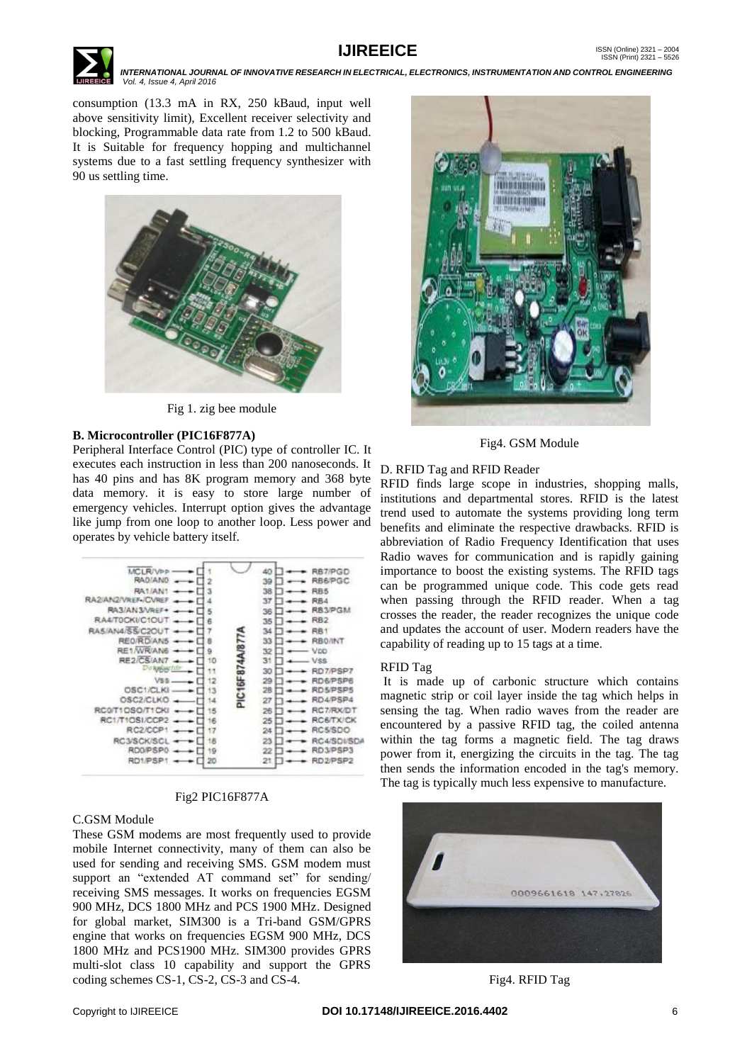consumption (13.3 mA in RX, 250 kBaud, input well above sensitivity limit), Excellent receiver selectivity and blocking, Programmable data rate from 1.2 to 500 kBaud. It is Suitable for frequency hopping and multichannel systems due to a fast settling frequency synthesizer with 90 us settling time.

Fig 1. zig bee module

**B. Microcontroller (PIC16F877A)**

Peripheral Interface Control (PIC) type of controller IC. It executes each instruction in less than 200 nanoseconds. It has 40 pins and has 8K program memory and 368 byte data memory. it is easy to store large number of emergency vehicles. Interrupt option gives the advantage like jump from one loop to another loop. Less power and operates by vehicle battery itself.

Fig2 PIC16F877A

C.GSM Module

These GSM modems are most frequently used to provide mobile Internet connectivity, many of them can also be used for sending and receiving SMS. GSM modem must support an "extended AT command set" for sending/ receiving SMS messages. It works on frequencies EGSM 900 MHz, DCS 1800 MHz and PCS 1900 MHz. Designed for global market, SIM300 is a Tri-band GSM/GPRS engine that works on frequencies EGSM 900 MHz, DCS 1800 MHz and PCS1900 MHz. SIM300 provides GPRS multi-slot class 10 capability and support the GPRS coding schemes CS-1, CS-2, CS-3 and CS-4.

Fig4. GSM Module

D. RFID Tag and RFID Reader

RFID finds large scope in industries, shopping malls, institutions and departmental stores. RFID is the latest trend used to automate the systems providing long term benefits and eliminate the respective drawbacks. RFID is abbreviation of Radio Frequency Identification that uses Radio waves for communication and is rapidly gaining importance to boost the existing systems. The RFID tags can be programmed unique code. This code gets read when passing through the RFID reader. When a tag crosses the reader, the reader recognizes the unique code and updates the account of user. Modern readers have the capability of reading up to 15 tags at a time.

RFID Tag

It is made up of carbonic structure which contains magnetic strip or coil layer inside the tag which helps in sensing the tag. When radio waves from the reader are encountered by a passive RFID tag, the coiled antenna within the tag forms a magnetic field. The tag draws power from it, energizing the circuits in the tag. The tag then sends the information encoded in the tag's memory. The tag is typically much less expensive to manufacture.

Fig4. RFID Tag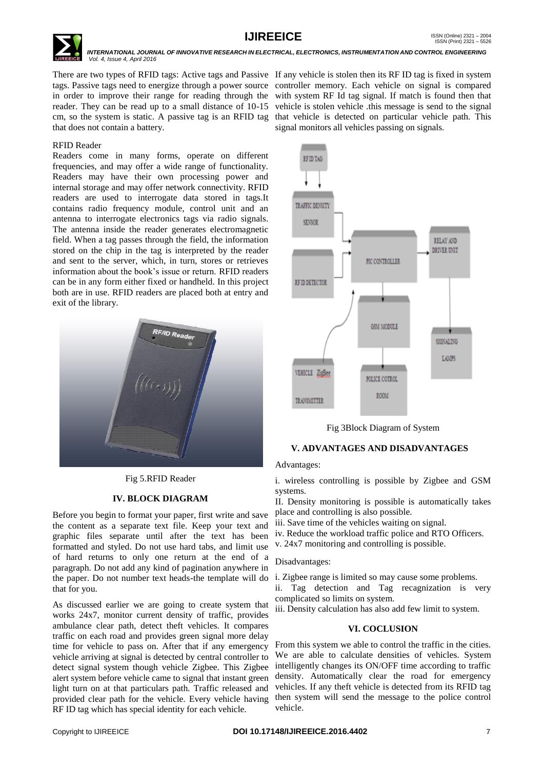There are two types of RFID tags: Active tags and Passive tags. Passive tags need to energize through a power source in order to improve their range for reading through the reader. They can be read up to a small distance of 10-15 cm, so the system is static. A passive tag is an RFID tag that does not contain a battery.

RFID Reader

Readers come in many forms, operate on different frequencies, and may offer a wide range of functionality. Readers may have their own processing power and internal storage and may offer network connectivity. RFID readers are used to interrogate data stored in tags.It contains radio frequency module, control unit and an antenna to interrogate electronics tags via radio signals. The antenna inside the reader generates electromagnetic field. When a tag passes through the field, the information stored on the chip in the tag is interpreted by the reader and sent to the server, which, in turn, stores or retrieves information about the book's issue or return. RFID readers can be in any form either fixed or handheld. In this project both are in use. RFID readers are placed both at entry and exit of the library.

Fig 5.RFID Reader

## IV. BLOCK DIAGRAM

Before you begin to format your paper, first write and save the content as a separate text file. Keep your text and graphic files separate until after the text has been formatted and styled. Do not use hard tabs, and limit use of hard returns to only one return at the end of a paragraph. Do not add any kind of pagination anywhere in the paper. Do not number text heads-the template will do that for you.

As discussed earlier we are going to create system that works 24x7, monitor current density of traffic, provides ambulance clear path, detect theft vehicles. It compares traffic on each road and provides green signal more delay time for vehicle to pass on. After that if any emergency vehicle arriving at signal is detected by central controller to detect signal system though vehicle Zigbee. This Zigbee alert system before vehicle came to signal that instant green light turn on at that particulars path. Traffic released and provided clear path for the vehicle. Every vehicle having RF ID tag which has special identity for each vehicle.

If any vehicle is stolen then its RF ID tag is fixed in system controller memory. Each vehicle on signal is compared with system RF Id tag signal. If match is found then that vehicle is stolen vehicle .this message is send to the signal that vehicle is detected on particular vehicle path. This signal monitors all vehicles passing on signals.

Fig 3Block Diagram of System

## V. ADVANTAGES AND DISADVANTAGES

Advantages:

i. wireless controlling is possible by Zigbee and GSM systems.
II. Density monitoring is possible is automatically takes place and controlling is also possible.
iii. Save time of the vehicles waiting on signal.
iv. Reduce the workload traffic police and RTO Officers.
v. 24x7 monitoring and controlling is possible.

Disadvantages:

i. Zigbee range is limited so may cause some problems.
ii. Tag detection and Tag recagnization is very complicated so limits on system.
iii. Density calculation has also add few limit to system.

## VI. COCLUSION

From this system we able to control the traffic in the cities. We are able to calculate densities of vehicles. System intelligently changes its ON/OFF time according to traffic density. Automatically clear the road for emergency vehicles. If any theft vehicle is detected from its RFID tag then system will send the message to the police control vehicle.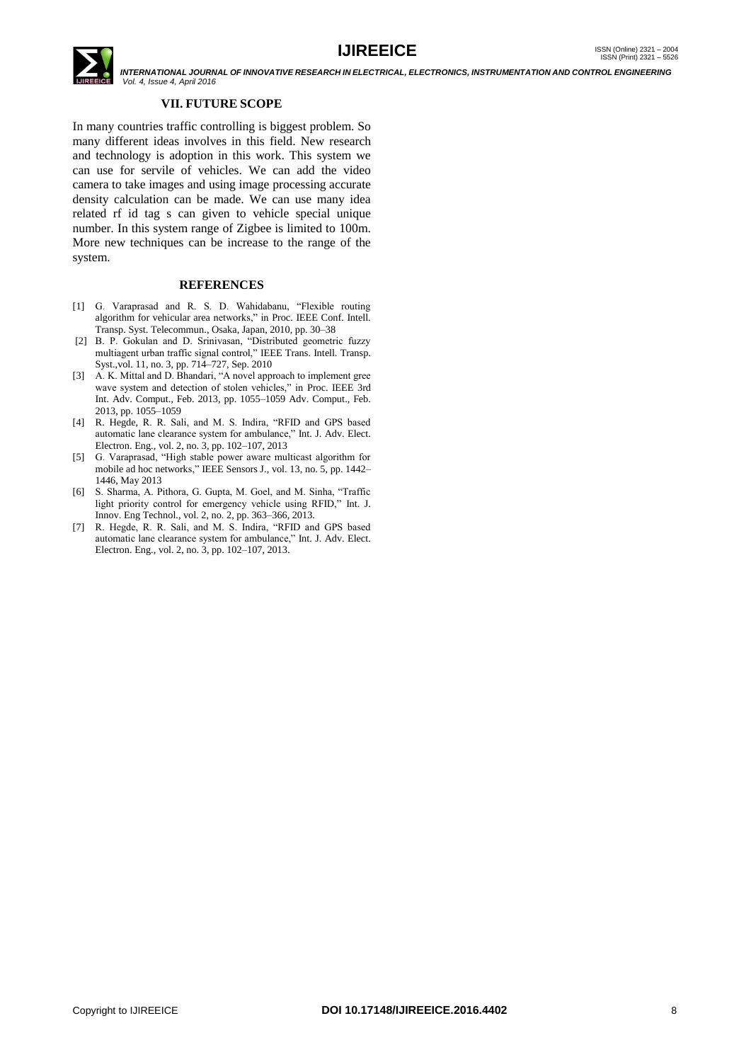## VII. FUTURE SCOPE

In many countries traffic controlling is biggest problem. So many different ideas involves in this field. New research and technology is adoption in this work. This system we can use for servile of vehicles. We can add the video camera to take images and using image processing accurate density calculation can be made. We can use many idea related rf id tag s can given to vehicle special unique number. In this system range of Zigbee is limited to 100m. More new techniques can be increase to the range of the system.

## REFERENCES

[1] G. Varaprasad and R. S. D. Wahidabanu, "Flexible routing algorithm for vehicular area networks," in Proc. IEEE Conf. Intell. Transp. Syst. Telecommun., Osaka, Japan, 2010, pp. 30–38

[2] B. P. Gokulan and D. Srinivasan, "Distributed geometric fuzzy multiagent urban traffic signal control," IEEE Trans. Intell. Transp. Syst.,vol. 11, no. 3, pp. 714–727, Sep. 2010

[3] A. K. Mittal and D. Bhandari, "A novel approach to implement gree wave system and detection of stolen vehicles," in Proc. IEEE 3rd Int. Adv. Comput., Feb. 2013, pp. 1055–1059 Adv. Comput., Feb. 2013, pp. 1055–1059

[4] R. Hegde, R. R. Sali, and M. S. Indira, "RFID and GPS based automatic lane clearance system for ambulance," Int. J. Adv. Elect. Electron. Eng., vol. 2, no. 3, pp. 102–107, 2013

[5] G. Varaprasad, "High stable power aware multicast algorithm for mobile ad hoc networks," IEEE Sensors J., vol. 13, no. 5, pp. 1442–1446, May 2013

[6] S. Sharma, A. Pithora, G. Gupta, M. Goel, and M. Sinha, "Traffic light priority control for emergency vehicle using RFID," Int. J. Innov. Eng Technol., vol. 2, no. 2, pp. 363–366, 2013.

[7] R. Hegde, R. R. Sali, and M. S. Indira, "RFID and GPS based automatic lane clearance system for ambulance," Int. J. Adv. Elect. Electron. Eng., vol. 2, no. 3, pp. 102–107, 2013.